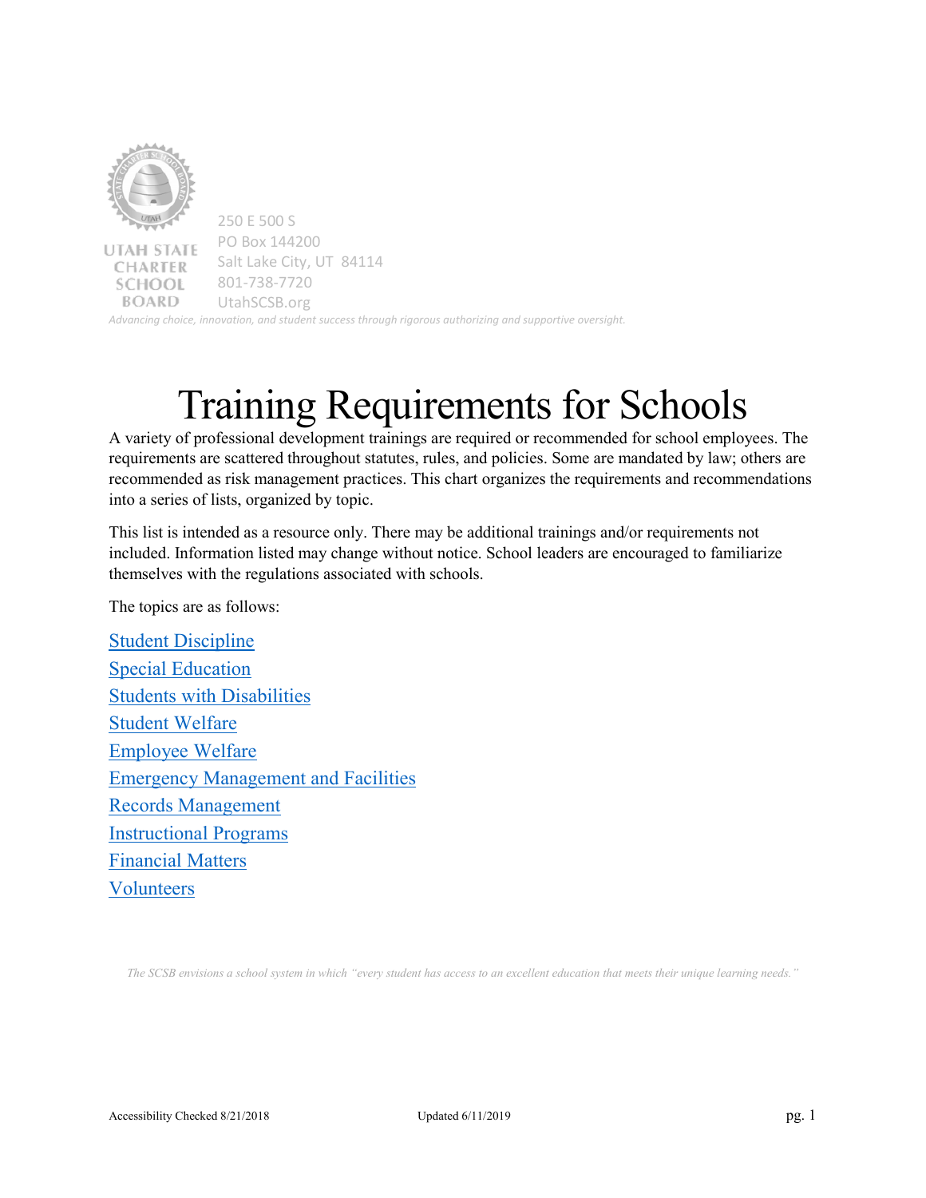UTAH STATE CHARTER SCHOOL BOARD

250 E 500 S
PO Box 144200
Salt Lake City, UT 84114
801-738-7720
UtahSCSB.org

*Advancing choice, innovation, and student success through rigorous authorizing and supportive oversight.*

# Training Requirements for Schools

A variety of professional development trainings are required or recommended for school employees. The requirements are scattered throughout statutes, rules, and policies. Some are mandated by law; others are recommended as risk management practices. This chart organizes the requirements and recommendations into a series of lists, organized by topic.

This list is intended as a resource only. There may be additional trainings and/or requirements not included. Information listed may change without notice. School leaders are encouraged to familiarize themselves with the regulations associated with schools.

The topics are as follows:

- Student Discipline
- Special Education
- Students with Disabilities
- Student Welfare
- Employee Welfare
- Emergency Management and Facilities
- Records Management
- Instructional Programs
- Financial Matters
- Volunteers

*The SCSB envisions a school system in which "every student has access to an excellent education that meets their unique learning needs."*

Accessibility Checked 8/21/2018

Updated 6/11/2019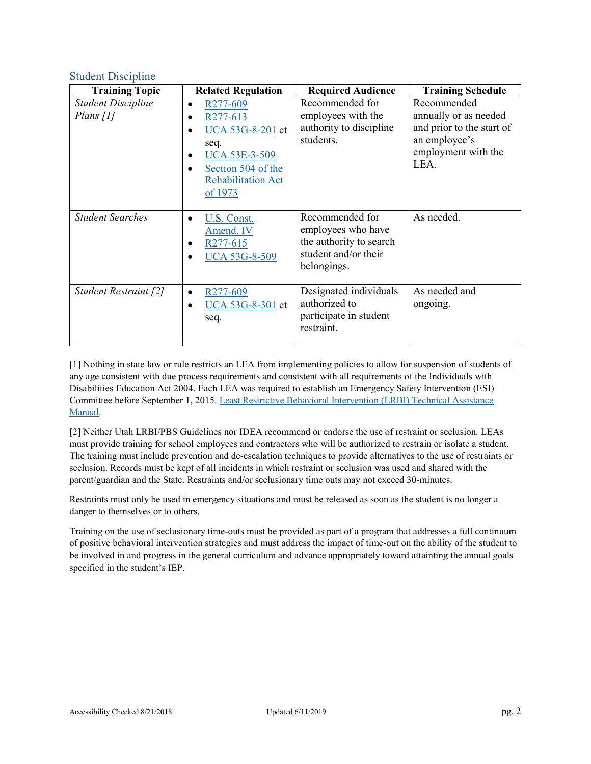## Student Discipline

| Training Topic | Related Regulation | Required Audience | Training Schedule |
|---|---|---|---|
| *Student Discipline Plans [1]* | • R277-609<br>• R277-613<br>• UCA 53G-8-201 et seq.<br>• UCA 53E-3-509<br>• Section 504 of the Rehabilitation Act of 1973 | Recommended for employees with the authority to discipline students. | Recommended annually or as needed and prior to the start of an employee's employment with the LEA. |
| *Student Searches* | • U.S. Const. Amend. IV<br>• R277-615<br>• UCA 53G-8-509 | Recommended for employees who have the authority to search student and/or their belongings. | As needed. |
| *Student Restraint [2]* | • R277-609<br>• UCA 53G-8-301 et seq. | Designated individuals authorized to participate in student restraint. | As needed and ongoing. |

[1] Nothing in state law or rule restricts an LEA from implementing policies to allow for suspension of students of any age consistent with due process requirements and consistent with all requirements of the Individuals with Disabilities Education Act 2004. Each LEA was required to establish an Emergency Safety Intervention (ESI) Committee before September 1, 2015. Least Restrictive Behavioral Intervention (LRBI) Technical Assistance Manual.

[2] Neither Utah LRBI/PBS Guidelines nor IDEA recommend or endorse the use of restraint or seclusion. LEAs must provide training for school employees and contractors who will be authorized to restrain or isolate a student. The training must include prevention and de-escalation techniques to provide alternatives to the use of restraints or seclusion. Records must be kept of all incidents in which restraint or seclusion was used and shared with the parent/guardian and the State. Restraints and/or seclusionary time outs may not exceed 30-minutes.

Restraints must only be used in emergency situations and must be released as soon as the student is no longer a danger to themselves or to others.

Training on the use of seclusionary time-outs must be provided as part of a program that addresses a full continuum of positive behavioral intervention strategies and must address the impact of time-out on the ability of the student to be involved in and progress in the general curriculum and advance appropriately toward attainting the annual goals specified in the student's IEP.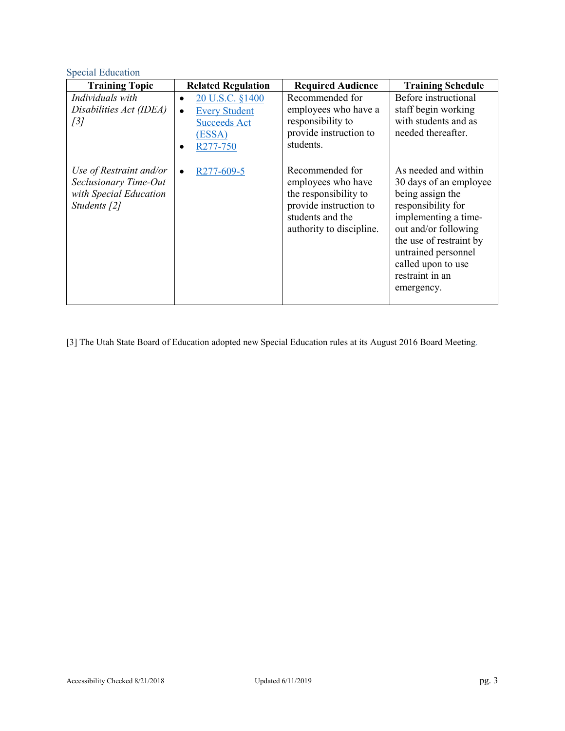## Special Education

| Training Topic | Related Regulation | Required Audience | Training Schedule |
|---|---|---|---|
| *Individuals with Disabilities Act (IDEA) [3]* | • 20 U.S.C. §1400<br>• Every Student Succeeds Act (ESSA)<br>• R277-750 | Recommended for employees who have a responsibility to provide instruction to students. | Before instructional staff begin working with students and as needed thereafter. |
| *Use of Restraint and/or Seclusionary Time-Out with Special Education Students [2]* | • R277-609-5 | Recommended for employees who have the responsibility to provide instruction to students and the authority to discipline. | As needed and within 30 days of an employee being assign the responsibility for implementing a time-out and/or following the use of restraint by untrained personnel called upon to use restraint in an emergency. |

[3] The Utah State Board of Education adopted new Special Education rules at its August 2016 Board Meeting.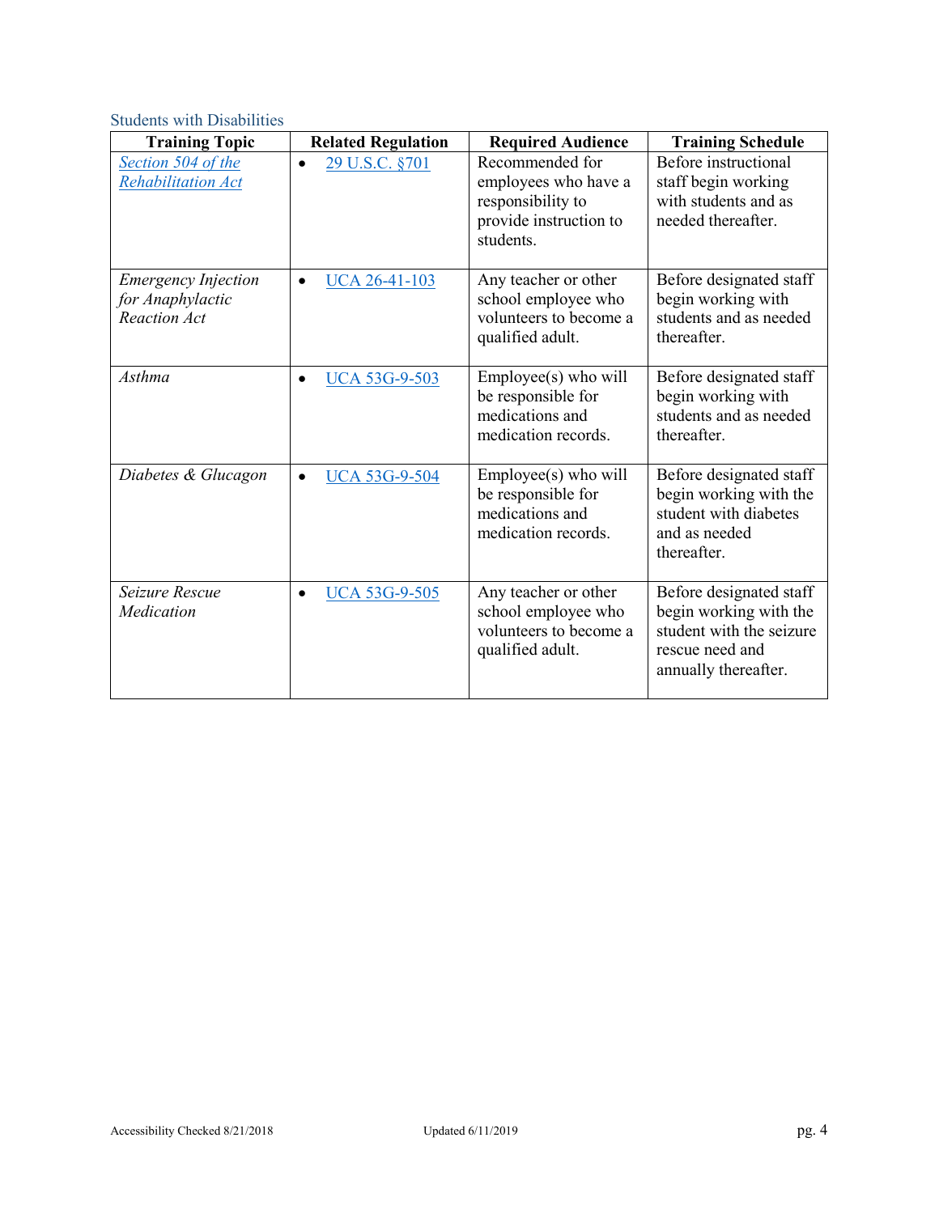### Students with Disabilities

| Training Topic | Related Regulation | Required Audience | Training Schedule |
|---|---|---|---|
| *Section 504 of the Rehabilitation Act* | • 29 U.S.C. §701 | Recommended for employees who have a responsibility to provide instruction to students. | Before instructional staff begin working with students and as needed thereafter. |
| *Emergency Injection for Anaphylactic Reaction Act* | • UCA 26-41-103 | Any teacher or other school employee who volunteers to become a qualified adult. | Before designated staff begin working with students and as needed thereafter. |
| *Asthma* | • UCA 53G-9-503 | Employee(s) who will be responsible for medications and medication records. | Before designated staff begin working with students and as needed thereafter. |
| *Diabetes & Glucagon* | • UCA 53G-9-504 | Employee(s) who will be responsible for medications and medication records. | Before designated staff begin working with the student with diabetes and as needed thereafter. |
| *Seizure Rescue Medication* | • UCA 53G-9-505 | Any teacher or other school employee who volunteers to become a qualified adult. | Before designated staff begin working with the student with the seizure rescue need and annually thereafter. |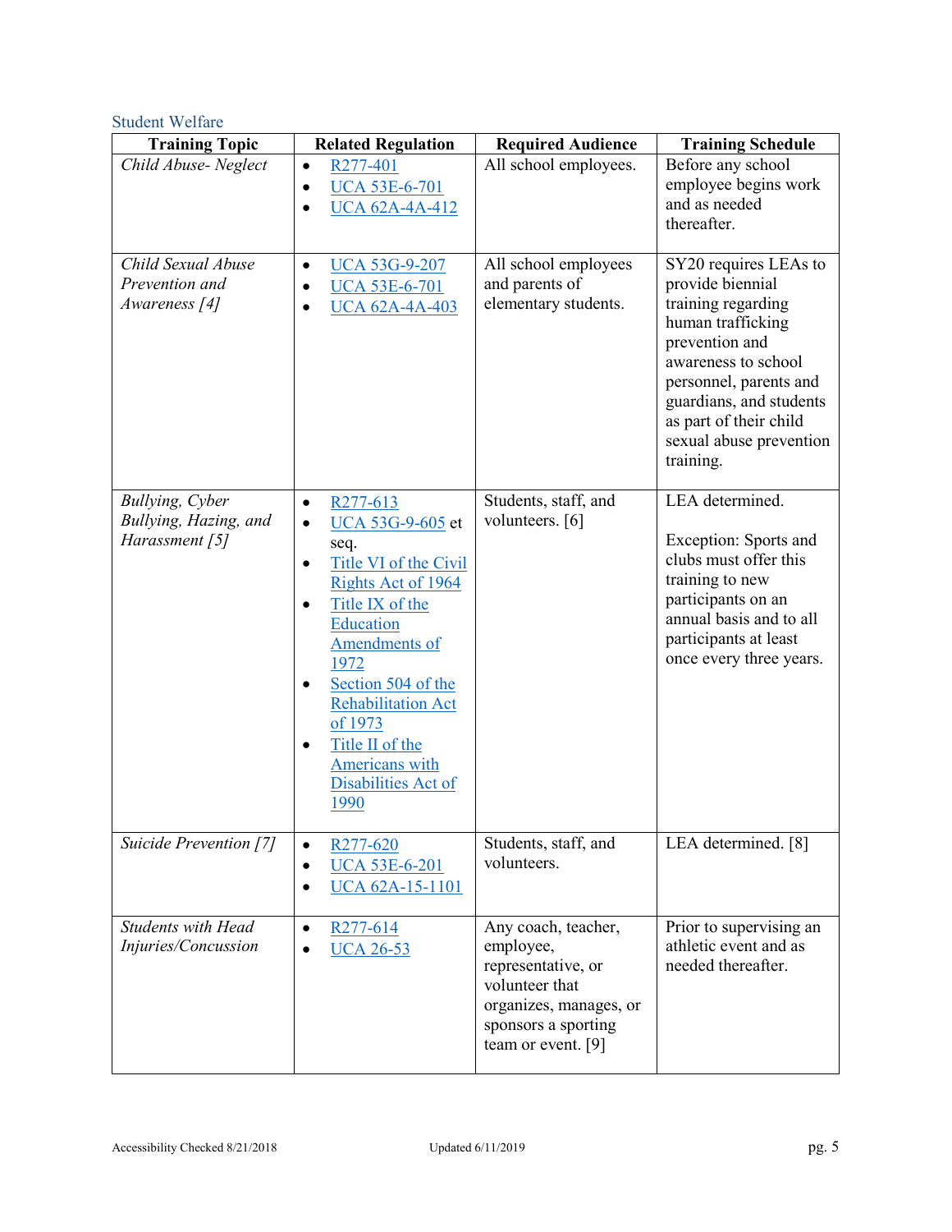### Student Welfare

| Training Topic | Related Regulation | Required Audience | Training Schedule |
|---|---|---|---|
| *Child Abuse- Neglect* | • R277-401<br>• UCA 53E-6-701<br>• UCA 62A-4A-412 | All school employees. | Before any school employee begins work and as needed thereafter. |
| *Child Sexual Abuse Prevention and Awareness [4]* | • UCA 53G-9-207<br>• UCA 53E-6-701<br>• UCA 62A-4A-403 | All school employees and parents of elementary students. | SY20 requires LEAs to provide biennial training regarding human trafficking prevention and awareness to school personnel, parents and guardians, and students as part of their child sexual abuse prevention training. |
| *Bullying, Cyber Bullying, Hazing, and Harassment [5]* | • R277-613<br>• UCA 53G-9-605 et seq.<br>• Title VI of the Civil Rights Act of 1964<br>• Title IX of the Education Amendments of 1972<br>• Section 504 of the Rehabilitation Act of 1973<br>• Title II of the Americans with Disabilities Act of 1990 | Students, staff, and volunteers. [6] | LEA determined.<br><br>Exception: Sports and clubs must offer this training to new participants on an annual basis and to all participants at least once every three years. |
| *Suicide Prevention [7]* | • R277-620<br>• UCA 53E-6-201<br>• UCA 62A-15-1101 | Students, staff, and volunteers. | LEA determined. [8] |
| *Students with Head Injuries/Concussion* | • R277-614<br>• UCA 26-53 | Any coach, teacher, employee, representative, or volunteer that organizes, manages, or sponsors a sporting team or event. [9] | Prior to supervising an athletic event and as needed thereafter. |

Accessibility Checked 8/21/2018 Updated 6/11/2019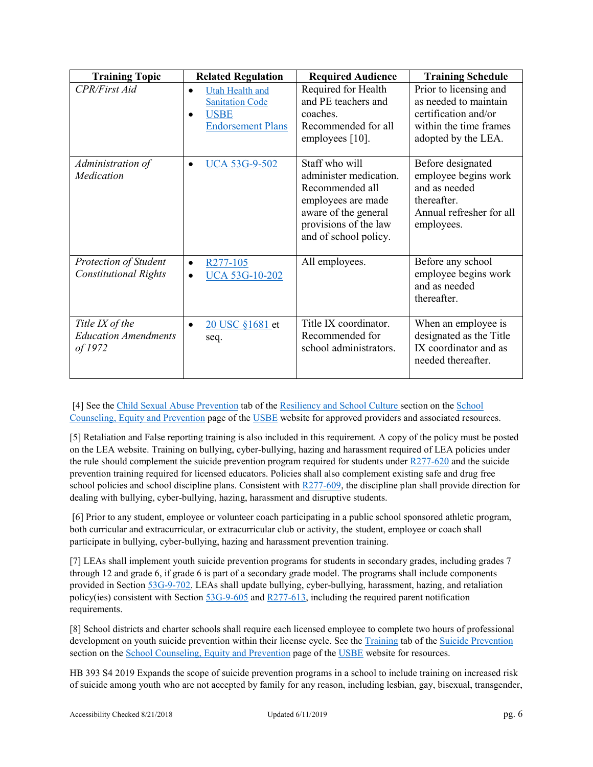| Training Topic | Related Regulation | Required Audience | Training Schedule |
| --- | --- | --- | --- |
| *CPR/First Aid* | • Utah Health and Sanitation Code<br>• USBE Endorsement Plans | Required for Health and PE teachers and coaches. Recommended for all employees [10]. | Prior to licensing and as needed to maintain certification and/or within the time frames adopted by the LEA. |
| *Administration of Medication* | • UCA 53G-9-502 | Staff who will administer medication. Recommended all employees are made aware of the general provisions of the law and of school policy. | Before designated employee begins work and as needed thereafter. Annual refresher for all employees. |
| *Protection of Student Constitutional Rights* | • R277-105<br>• UCA 53G-10-202 | All employees. | Before any school employee begins work and as needed thereafter. |
| *Title IX of the Education Amendments of 1972* | • 20 USC §1681 et seq. | Title IX coordinator. Recommended for school administrators. | When an employee is designated as the Title IX coordinator and as needed thereafter. |

[4] See the Child Sexual Abuse Prevention tab of the Resiliency and School Culture section on the School Counseling, Equity and Prevention page of the USBE website for approved providers and associated resources.

[5] Retaliation and False reporting training is also included in this requirement. A copy of the policy must be posted on the LEA website. Training on bullying, cyber-bullying, hazing and harassment required of LEA policies under the rule should complement the suicide prevention program required for students under R277-620 and the suicide prevention training required for licensed educators. Policies shall also complement existing safe and drug free school policies and school discipline plans. Consistent with R277-609, the discipline plan shall provide direction for dealing with bullying, cyber-bullying, hazing, harassment and disruptive students.

[6] Prior to any student, employee or volunteer coach participating in a public school sponsored athletic program, both curricular and extracurricular, or extracurricular club or activity, the student, employee or coach shall participate in bullying, cyber-bullying, hazing and harassment prevention training.

[7] LEAs shall implement youth suicide prevention programs for students in secondary grades, including grades 7 through 12 and grade 6, if grade 6 is part of a secondary grade model. The programs shall include components provided in Section 53G-9-702. LEAs shall update bullying, cyber-bullying, harassment, hazing, and retaliation policy(ies) consistent with Section 53G-9-605 and R277-613, including the required parent notification requirements.

[8] School districts and charter schools shall require each licensed employee to complete two hours of professional development on youth suicide prevention within their license cycle. See the Training tab of the Suicide Prevention section on the School Counseling, Equity and Prevention page of the USBE website for resources.

HB 393 S4 2019 Expands the scope of suicide prevention programs in a school to include training on increased risk of suicide among youth who are not accepted by family for any reason, including lesbian, gay, bisexual, transgender,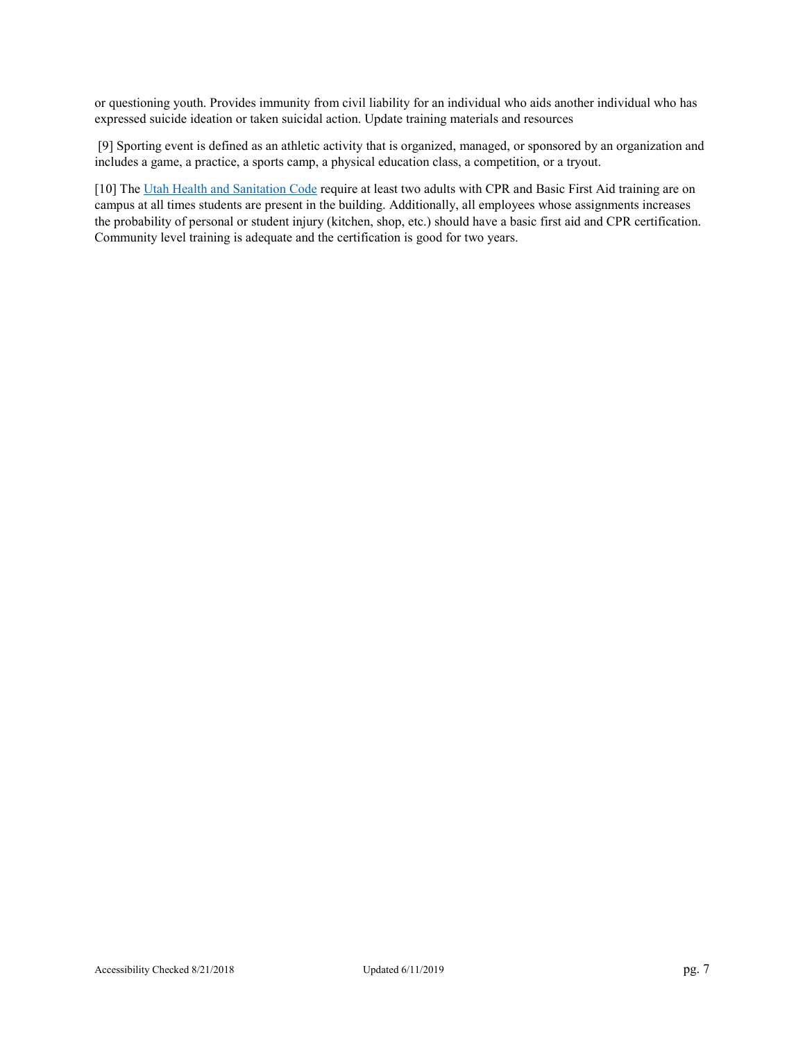or questioning youth. Provides immunity from civil liability for an individual who aids another individual who has expressed suicide ideation or taken suicidal action. Update training materials and resources

[9] Sporting event is defined as an athletic activity that is organized, managed, or sponsored by an organization and includes a game, a practice, a sports camp, a physical education class, a competition, or a tryout.

[10] The Utah Health and Sanitation Code require at least two adults with CPR and Basic First Aid training are on campus at all times students are present in the building. Additionally, all employees whose assignments increases the probability of personal or student injury (kitchen, shop, etc.) should have a basic first aid and CPR certification. Community level training is adequate and the certification is good for two years.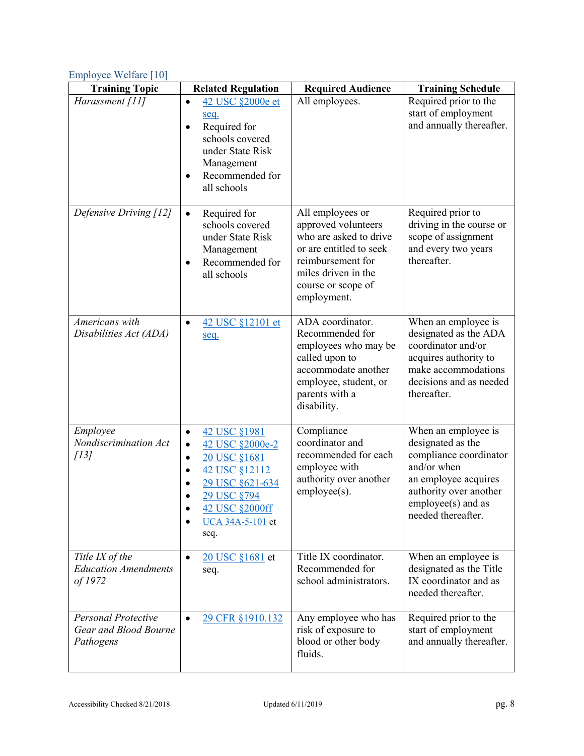### Employee Welfare [10]

| Training Topic | Related Regulation | Required Audience | Training Schedule |
|---|---|---|---|
| *Harassment [11]* | • 42 USC §2000e et seq.<br>• Required for schools covered under State Risk Management<br>• Recommended for all schools | All employees. | Required prior to the start of employment and annually thereafter. |
| *Defensive Driving [12]* | • Required for schools covered under State Risk Management<br>• Recommended for all schools | All employees or approved volunteers who are asked to drive or are entitled to seek reimbursement for miles driven in the course or scope of employment. | Required prior to driving in the course or scope of assignment and every two years thereafter. |
| *Americans with Disabilities Act (ADA)* | • 42 USC §12101 et seq. | ADA coordinator. Recommended for employees who may be called upon to accommodate another employee, student, or parents with a disability. | When an employee is designated as the ADA coordinator and/or acquires authority to make accommodations decisions and as needed thereafter. |
| *Employee Nondiscrimination Act [13]* | • 42 USC §1981<br>• 42 USC §2000e-2<br>• 20 USC §1681<br>• 42 USC §12112<br>• 29 USC §621-634<br>• 29 USC §794<br>• 42 USC §2000ff<br>• UCA 34A-5-101 et seq. | Compliance coordinator and recommended for each employee with authority over another employee(s). | When an employee is designated as the compliance coordinator and/or when an employee acquires authority over another employee(s) and as needed thereafter. |
| *Title IX of the Education Amendments of 1972* | • 20 USC §1681 et seq. | Title IX coordinator. Recommended for school administrators. | When an employee is designated as the Title IX coordinator and as needed thereafter. |
| *Personal Protective Gear and Blood Bourne Pathogens* | • 29 CFR §1910.132 | Any employee who has risk of exposure to blood or other body fluids. | Required prior to the start of employment and annually thereafter. |

Accessibility Checked 8/21/2018 Updated 6/11/2019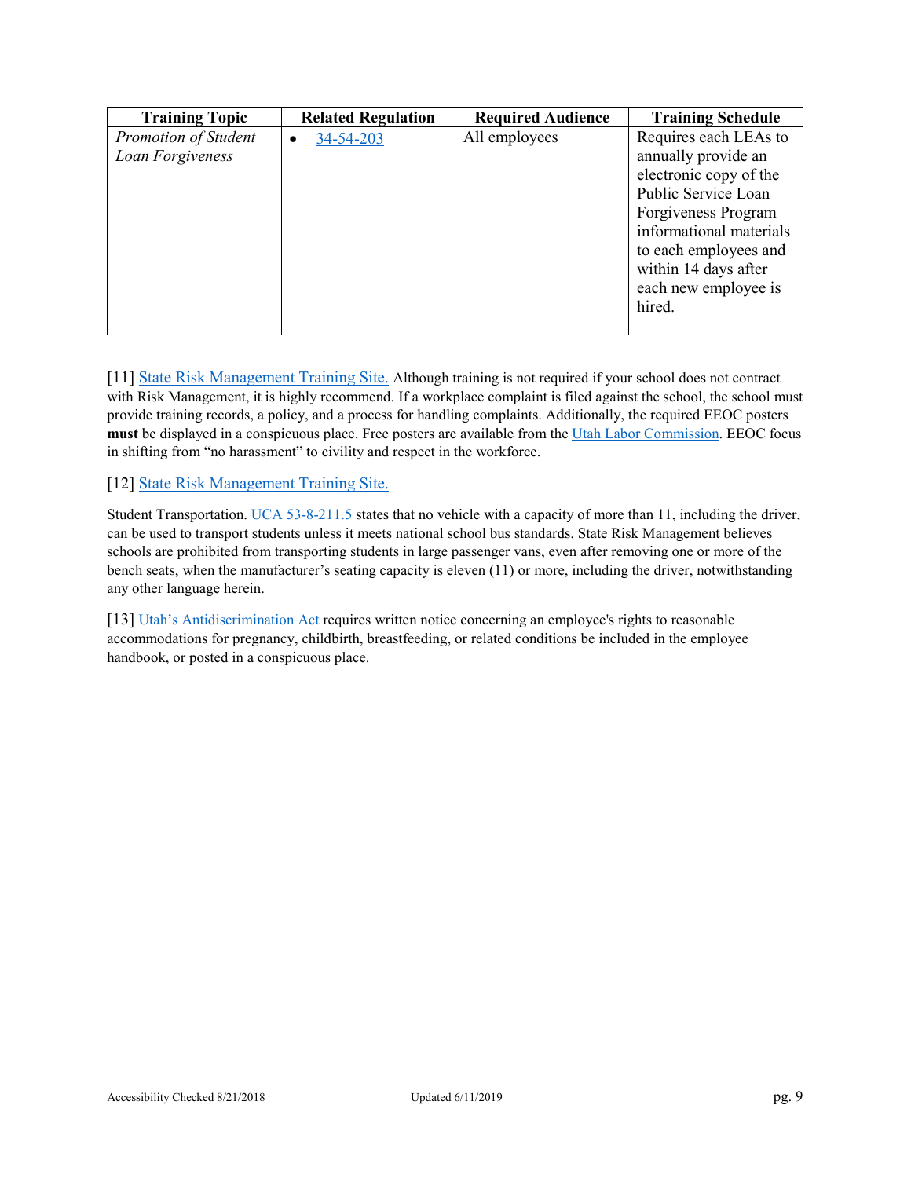| Training Topic | Related Regulation | Required Audience | Training Schedule |
|---|---|---|---|
| *Promotion of Student Loan Forgiveness* | • 34-54-203 | All employees | Requires each LEAs to annually provide an electronic copy of the Public Service Loan Forgiveness Program informational materials to each employees and within 14 days after each new employee is hired. |

[11] State Risk Management Training Site. Although training is not required if your school does not contract with Risk Management, it is highly recommend. If a workplace complaint is filed against the school, the school must provide training records, a policy, and a process for handling complaints. Additionally, the required EEOC posters **must** be displayed in a conspicuous place. Free posters are available from the Utah Labor Commission. EEOC focus in shifting from "no harassment" to civility and respect in the workforce.

[12] State Risk Management Training Site.

Student Transportation. UCA 53-8-211.5 states that no vehicle with a capacity of more than 11, including the driver, can be used to transport students unless it meets national school bus standards. State Risk Management believes schools are prohibited from transporting students in large passenger vans, even after removing one or more of the bench seats, when the manufacturer's seating capacity is eleven (11) or more, including the driver, notwithstanding any other language herein.

[13] Utah's Antidiscrimination Act requires written notice concerning an employee's rights to reasonable accommodations for pregnancy, childbirth, breastfeeding, or related conditions be included in the employee handbook, or posted in a conspicuous place.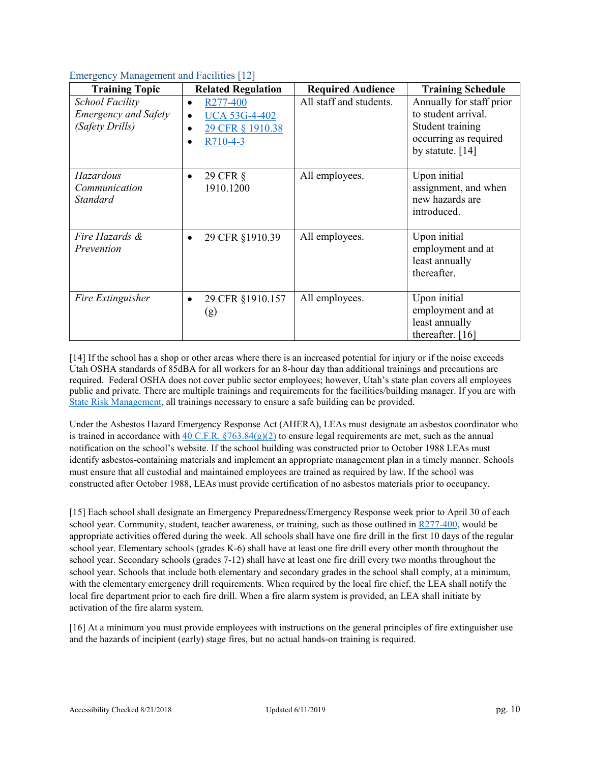### Emergency Management and Facilities [12]

| Training Topic | Related Regulation | Required Audience | Training Schedule |
|---|---|---|---|
| *School Facility Emergency and Safety (Safety Drills)* | • R277-400<br>• UCA 53G-4-402<br>• 29 CFR § 1910.38<br>• R710-4-3 | All staff and students. | Annually for staff prior to student arrival. Student training occurring as required by statute. [14] |
| *Hazardous Communication Standard* | • 29 CFR § 1910.1200 | All employees. | Upon initial assignment, and when new hazards are introduced. |
| *Fire Hazards & Prevention* | • 29 CFR §1910.39 | All employees. | Upon initial employment and at least annually thereafter. |
| *Fire Extinguisher* | • 29 CFR §1910.157 (g) | All employees. | Upon initial employment and at least annually thereafter. [16] |

[14] If the school has a shop or other areas where there is an increased potential for injury or if the noise exceeds Utah OSHA standards of 85dBA for all workers for an 8-hour day than additional trainings and precautions are required. Federal OSHA does not cover public sector employees; however, Utah's state plan covers all employees public and private. There are multiple trainings and requirements for the facilities/building manager. If you are with State Risk Management, all trainings necessary to ensure a safe building can be provided.

Under the Asbestos Hazard Emergency Response Act (AHERA), LEAs must designate an asbestos coordinator who is trained in accordance with 40 C.F.R. §763.84(g)(2) to ensure legal requirements are met, such as the annual notification on the school's website. If the school building was constructed prior to October 1988 LEAs must identify asbestos-containing materials and implement an appropriate management plan in a timely manner. Schools must ensure that all custodial and maintained employees are trained as required by law. If the school was constructed after October 1988, LEAs must provide certification of no asbestos materials prior to occupancy.

[15] Each school shall designate an Emergency Preparedness/Emergency Response week prior to April 30 of each school year. Community, student, teacher awareness, or training, such as those outlined in R277-400, would be appropriate activities offered during the week. All schools shall have one fire drill in the first 10 days of the regular school year. Elementary schools (grades K-6) shall have at least one fire drill every other month throughout the school year. Secondary schools (grades 7-12) shall have at least one fire drill every two months throughout the school year. Schools that include both elementary and secondary grades in the school shall comply, at a minimum, with the elementary emergency drill requirements. When required by the local fire chief, the LEA shall notify the local fire department prior to each fire drill. When a fire alarm system is provided, an LEA shall initiate by activation of the fire alarm system.

[16] At a minimum you must provide employees with instructions on the general principles of fire extinguisher use and the hazards of incipient (early) stage fires, but no actual hands-on training is required.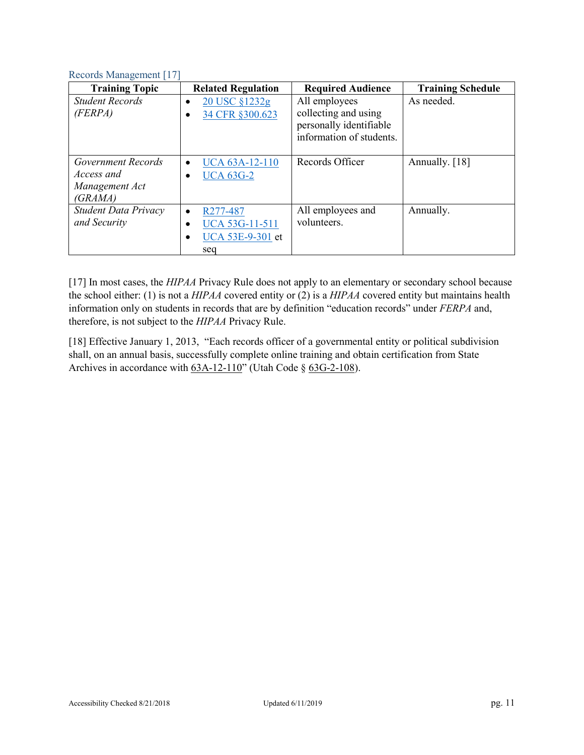### Records Management [17]

| Training Topic | Related Regulation | Required Audience | Training Schedule |
|---|---|---|---|
| *Student Records (FERPA)* | • 20 USC §1232g<br>• 34 CFR §300.623 | All employees collecting and using personally identifiable information of students. | As needed. |
| *Government Records Access and Management Act (GRAMA)* | • UCA 63A-12-110<br>• UCA 63G-2 | Records Officer | Annually. [18] |
| *Student Data Privacy and Security* | • R277-487<br>• UCA 53G-11-511<br>• UCA 53E-9-301 et seq | All employees and volunteers. | Annually. |

[17] In most cases, the *HIPAA* Privacy Rule does not apply to an elementary or secondary school because the school either: (1) is not a *HIPAA* covered entity or (2) is a *HIPAA* covered entity but maintains health information only on students in records that are by definition "education records" under *FERPA* and, therefore, is not subject to the *HIPAA* Privacy Rule.

[18] Effective January 1, 2013, "Each records officer of a governmental entity or political subdivision shall, on an annual basis, successfully complete online training and obtain certification from State Archives in accordance with 63A-12-110" (Utah Code § 63G-2-108).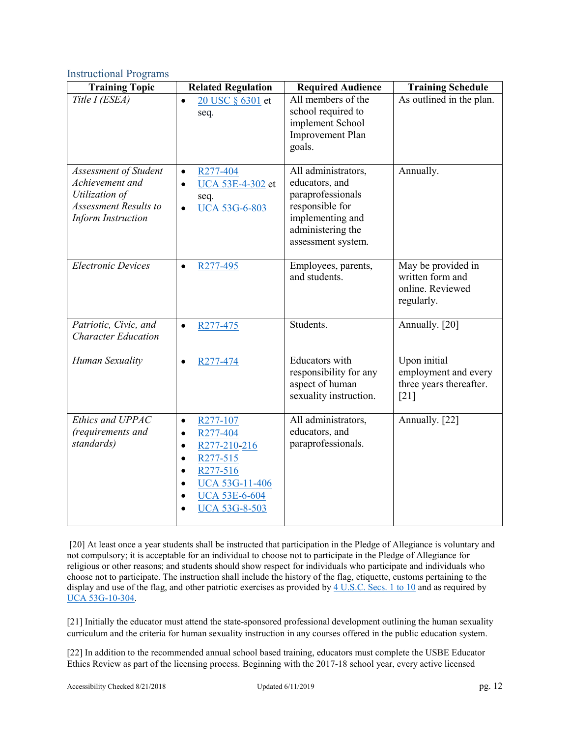## Instructional Programs

| Training Topic | Related Regulation | Required Audience | Training Schedule |
|---|---|---|---|
| *Title I (ESEA)* | • 20 USC § 6301 et seq. | All members of the school required to implement School Improvement Plan goals. | As outlined in the plan. |
| *Assessment of Student Achievement and Utilization of Assessment Results to Inform Instruction* | • R277-404<br>• UCA 53E-4-302 et seq.<br>• UCA 53G-6-803 | All administrators, educators, and paraprofessionals responsible for implementing and administering the assessment system. | Annually. |
| *Electronic Devices* | • R277-495 | Employees, parents, and students. | May be provided in written form and online. Reviewed regularly. |
| *Patriotic, Civic, and Character Education* | • R277-475 | Students. | Annually. [20] |
| *Human Sexuality* | • R277-474 | Educators with responsibility for any aspect of human sexuality instruction. | Upon initial employment and every three years thereafter. [21] |
| *Ethics and UPPAC (requirements and standards)* | • R277-107<br>• R277-404<br>• R277-210-216<br>• R277-515<br>• R277-516<br>• UCA 53G-11-406<br>• UCA 53E-6-604<br>• UCA 53G-8-503 | All administrators, educators, and paraprofessionals. | Annually. [22] |

[20] At least once a year students shall be instructed that participation in the Pledge of Allegiance is voluntary and not compulsory; it is acceptable for an individual to choose not to participate in the Pledge of Allegiance for religious or other reasons; and students should show respect for individuals who participate and individuals who choose not to participate. The instruction shall include the history of the flag, etiquette, customs pertaining to the display and use of the flag, and other patriotic exercises as provided by 4 U.S.C. Secs. 1 to 10 and as required by UCA 53G-10-304.

[21] Initially the educator must attend the state-sponsored professional development outlining the human sexuality curriculum and the criteria for human sexuality instruction in any courses offered in the public education system.

[22] In addition to the recommended annual school based training, educators must complete the USBE Educator Ethics Review as part of the licensing process. Beginning with the 2017-18 school year, every active licensed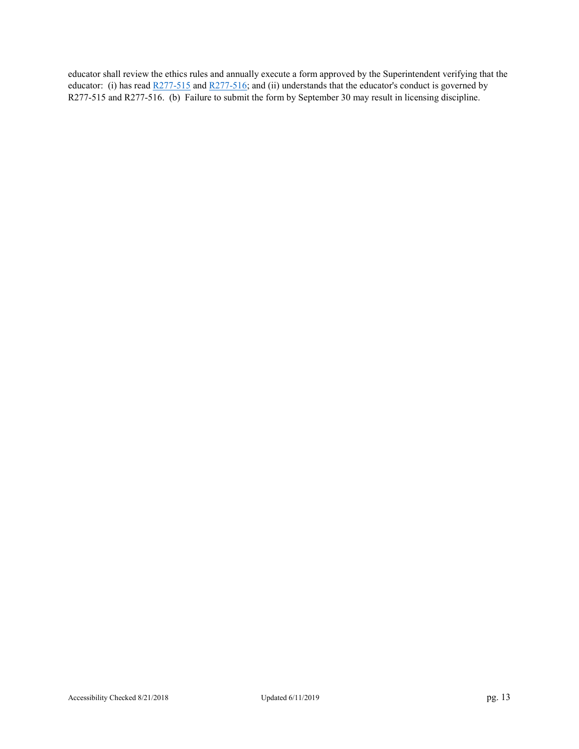educator shall review the ethics rules and annually execute a form approved by the Superintendent verifying that the educator: (i) has read [R277-515](R277-515) and [R277-516](R277-516); and (ii) understands that the educator's conduct is governed by R277-515 and R277-516. (b) Failure to submit the form by September 30 may result in licensing discipline.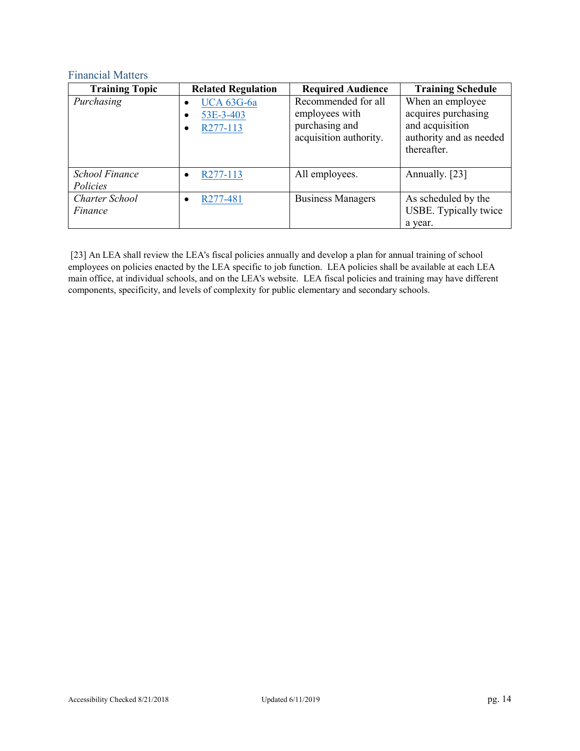## Financial Matters

| Training Topic | Related Regulation | Required Audience | Training Schedule |
|---|---|---|---|
| *Purchasing* | • UCA 63G-6a<br>• 53E-3-403<br>• R277-113 | Recommended for all employees with purchasing and acquisition authority. | When an employee acquires purchasing and acquisition authority and as needed thereafter. |
| *School Finance Policies* | • R277-113 | All employees. | Annually. [23] |
| *Charter School Finance* | • R277-481 | Business Managers | As scheduled by the USBE. Typically twice a year. |

[23] An LEA shall review the LEA's fiscal policies annually and develop a plan for annual training of school employees on policies enacted by the LEA specific to job function. LEA policies shall be available at each LEA main office, at individual schools, and on the LEA's website. LEA fiscal policies and training may have different components, specificity, and levels of complexity for public elementary and secondary schools.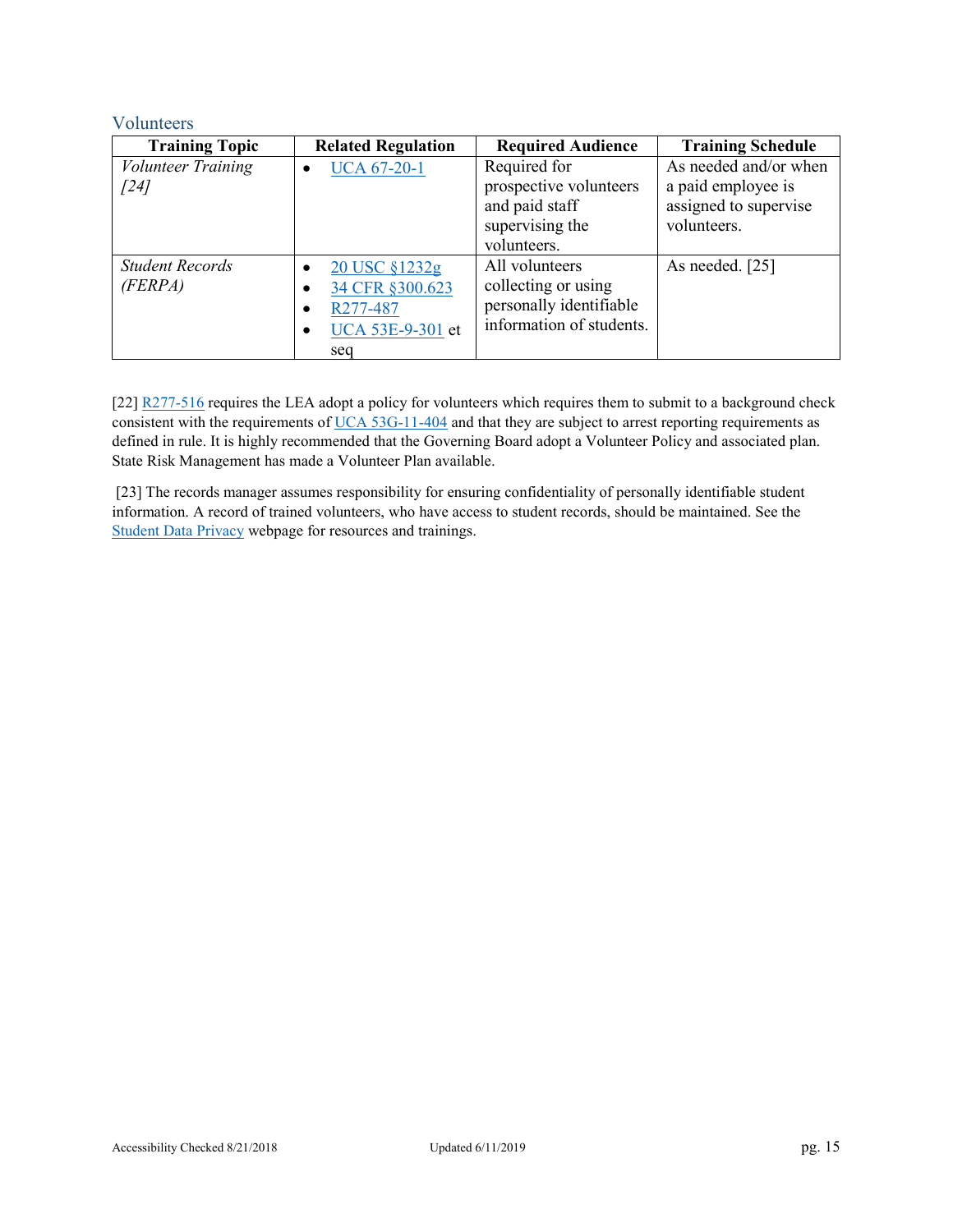### Volunteers

| Training Topic | Related Regulation | Required Audience | Training Schedule |
|---|---|---|---|
| *Volunteer Training [24]* | • UCA 67-20-1 | Required for prospective volunteers and paid staff supervising the volunteers. | As needed and/or when a paid employee is assigned to supervise volunteers. |
| *Student Records (FERPA)* | • 20 USC §1232g<br>• 34 CFR §300.623<br>• R277-487<br>• UCA 53E-9-301 et seq | All volunteers collecting or using personally identifiable information of students. | As needed. [25] |

[22] R277-516 requires the LEA adopt a policy for volunteers which requires them to submit to a background check consistent with the requirements of UCA 53G-11-404 and that they are subject to arrest reporting requirements as defined in rule. It is highly recommended that the Governing Board adopt a Volunteer Policy and associated plan. State Risk Management has made a Volunteer Plan available.

[23] The records manager assumes responsibility for ensuring confidentiality of personally identifiable student information. A record of trained volunteers, who have access to student records, should be maintained. See the Student Data Privacy webpage for resources and trainings.